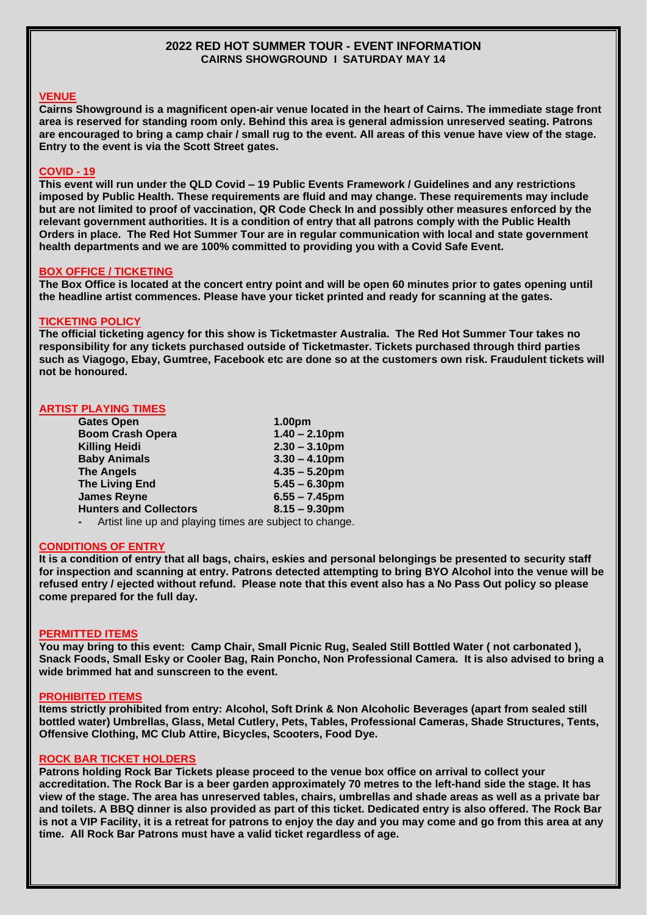# 2022 RED HOT SUMMER TOUR - EVENT INFORMATION

## CAIRNS SHOWGROUND I SATURDAY MAY 14

### VENUE

**Cairns Showground is a magnificent open-air venue located in the heart of Cairns. The immediate stage front area is reserved for standing room only. Behind this area is general admission unreserved seating. Patrons are encouraged to bring a camp chair / small rug to the event. All areas of this venue have view of the stage. Entry to the event is via the Scott Street gates.**

### COVID - 19

**This event will run under the QLD Covid – 19 Public Events Framework / Guidelines and any restrictions imposed by Public Health. These requirements are fluid and may change. These requirements may include but are not limited to proof of vaccination, QR Code Check In and possibly other measures enforced by the relevant government authorities. It is a condition of entry that all patrons comply with the Public Health Orders in place. The Red Hot Summer Tour are in regular communication with local and state government health departments and we are 100% committed to providing you with a Covid Safe Event.**

### BOX OFFICE / TICKETING

**The Box Office is located at the concert entry point and will be open 60 minutes prior to gates opening until the headline artist commences. Please have your ticket printed and ready for scanning at the gates.**

### TICKETING POLICY

**The official ticketing agency for this show is Ticketmaster Australia. The Red Hot Summer Tour takes no responsibility for any tickets purchased outside of Ticketmaster. Tickets purchased through third parties such as Viagogo, Ebay, Gumtree, Facebook etc are done so at the customers own risk. Fraudulent tickets will not be honoured.**

### ARTIST PLAYING TIMES

| | |
|---|---|
| **Gates Open** | **1.00pm** |
| **Boom Crash Opera** | **1.40 – 2.10pm** |
| **Killing Heidi** | **2.30 – 3.10pm** |
| **Baby Animals** | **3.30 – 4.10pm** |
| **The Angels** | **4.35 – 5.20pm** |
| **The Living End** | **5.45 – 6.30pm** |
| **James Reyne** | **6.55 – 7.45pm** |
| **Hunters and Collectors** | **8.15 – 9.30pm** |

- Artist line up and playing times are subject to change.

### CONDITIONS OF ENTRY

**It is a condition of entry that all bags, chairs, eskies and personal belongings be presented to security staff for inspection and scanning at entry. Patrons detected attempting to bring BYO Alcohol into the venue will be refused entry / ejected without refund. Please note that this event also has a No Pass Out policy so please come prepared for the full day.**

### PERMITTED ITEMS

**You may bring to this event: Camp Chair, Small Picnic Rug, Sealed Still Bottled Water ( not carbonated ), Snack Foods, Small Esky or Cooler Bag, Rain Poncho, Non Professional Camera. It is also advised to bring a wide brimmed hat and sunscreen to the event.**

### PROHIBITED ITEMS

**Items strictly prohibited from entry: Alcohol, Soft Drink & Non Alcoholic Beverages (apart from sealed still bottled water) Umbrellas, Glass, Metal Cutlery, Pets, Tables, Professional Cameras, Shade Structures, Tents, Offensive Clothing, MC Club Attire, Bicycles, Scooters, Food Dye.**

### ROCK BAR TICKET HOLDERS

**Patrons holding Rock Bar Tickets please proceed to the venue box office on arrival to collect your accreditation. The Rock Bar is a beer garden approximately 70 metres to the left-hand side the stage. It has view of the stage. The area has unreserved tables, chairs, umbrellas and shade areas as well as a private bar and toilets. A BBQ dinner is also provided as part of this ticket. Dedicated entry is also offered. The Rock Bar is not a VIP Facility, it is a retreat for patrons to enjoy the day and you may come and go from this area at any time. All Rock Bar Patrons must have a valid ticket regardless of age.**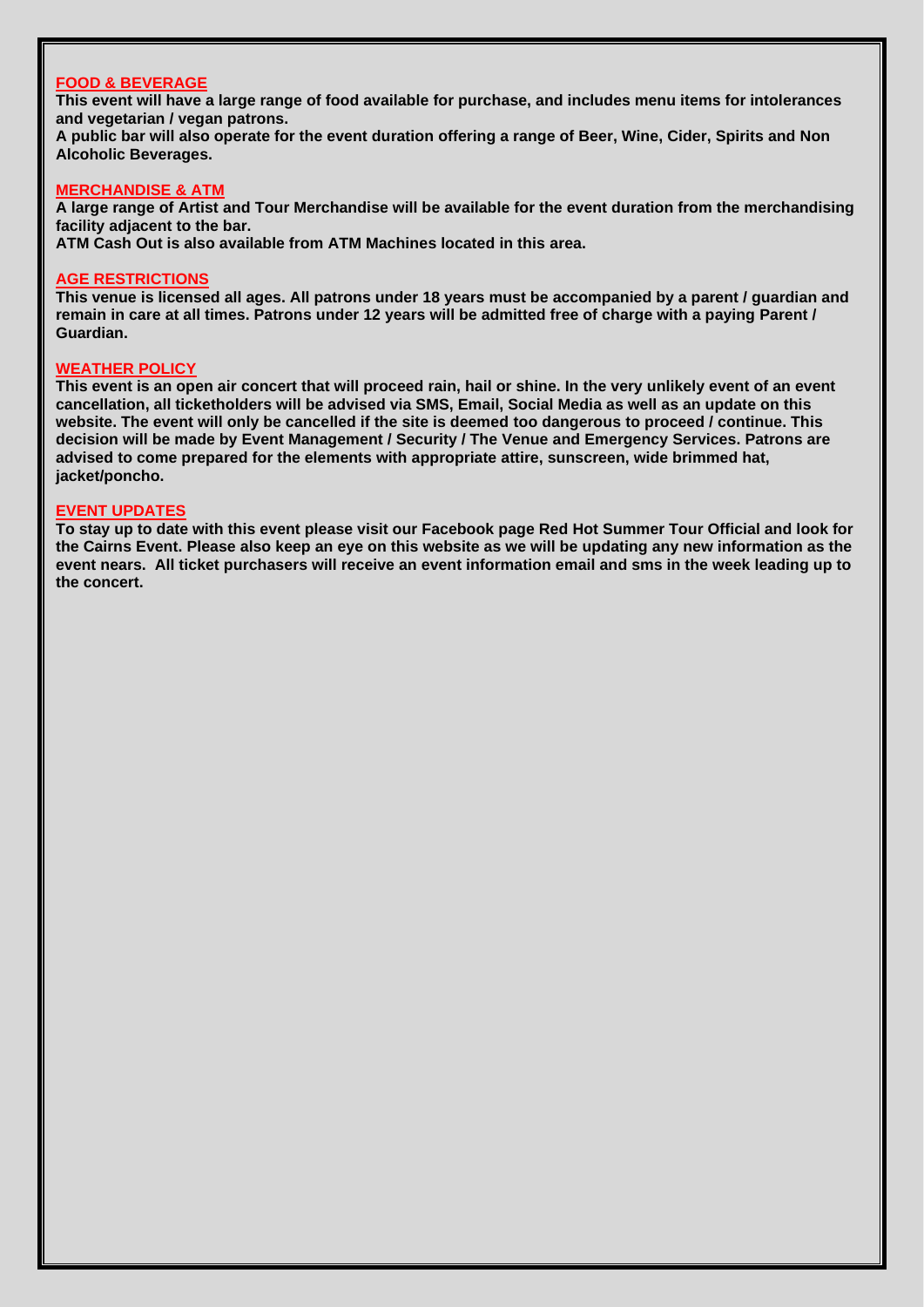## FOOD & BEVERAGE

**This event will have a large range of food available for purchase, and includes menu items for intolerances and vegetarian / vegan patrons.**

**A public bar will also operate for the event duration offering a range of Beer, Wine, Cider, Spirits and Non Alcoholic Beverages.**

## MERCHANDISE & ATM

**A large range of Artist and Tour Merchandise will be available for the event duration from the merchandising facility adjacent to the bar.**

**ATM Cash Out is also available from ATM Machines located in this area.**

## AGE RESTRICTIONS

**This venue is licensed all ages. All patrons under 18 years must be accompanied by a parent / guardian and remain in care at all times. Patrons under 12 years will be admitted free of charge with a paying Parent / Guardian.**

## WEATHER POLICY

**This event is an open air concert that will proceed rain, hail or shine. In the very unlikely event of an event cancellation, all ticketholders will be advised via SMS, Email, Social Media as well as an update on this website. The event will only be cancelled if the site is deemed too dangerous to proceed / continue. This decision will be made by Event Management / Security / The Venue and Emergency Services. Patrons are advised to come prepared for the elements with appropriate attire, sunscreen, wide brimmed hat, jacket/poncho.**

## EVENT UPDATES

**To stay up to date with this event please visit our Facebook page Red Hot Summer Tour Official and look for the Cairns Event. Please also keep an eye on this website as we will be updating any new information as the event nears. All ticket purchasers will receive an event information email and sms in the week leading up to the concert.**